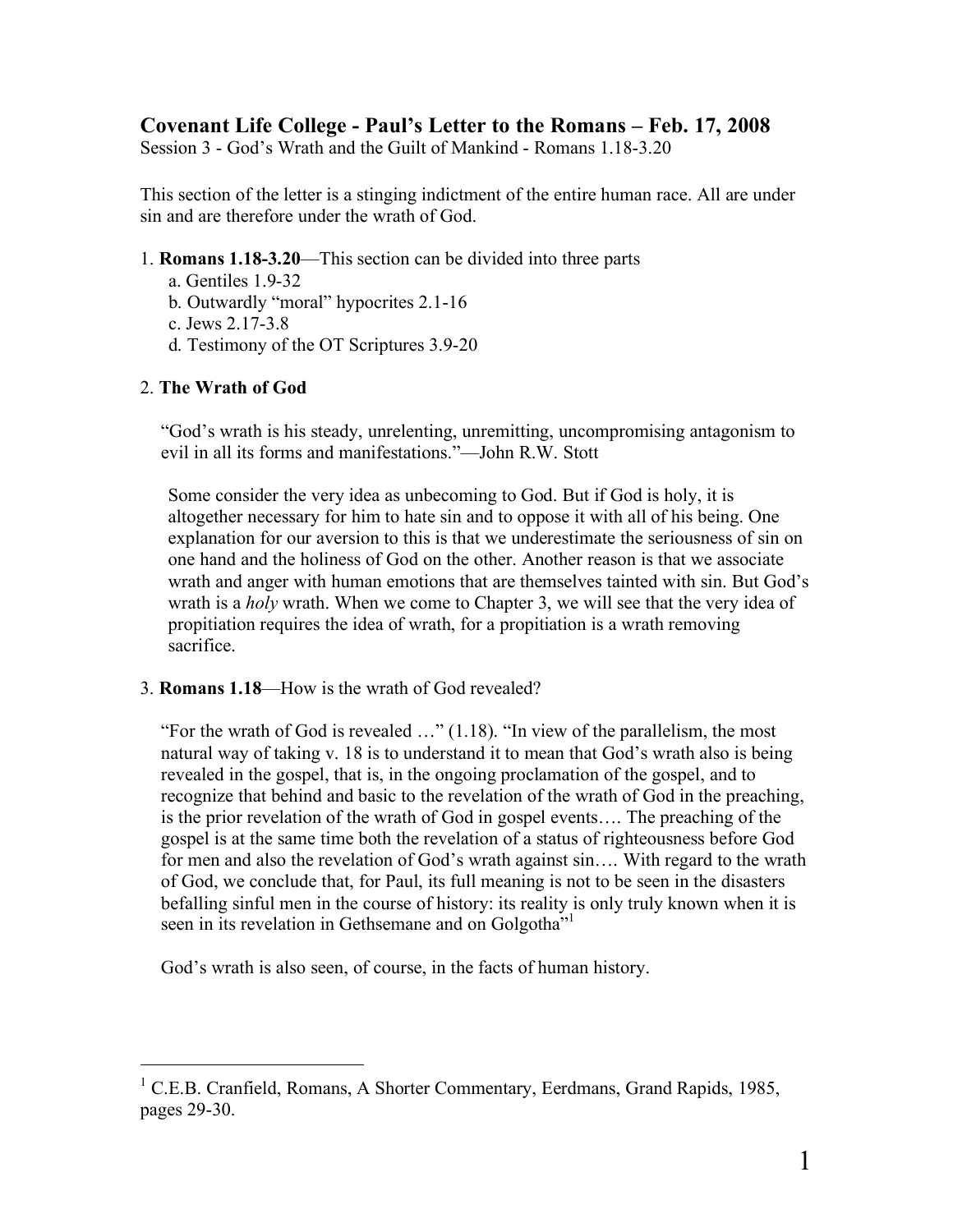# Covenant Life College - Paul's Letter to the Romans – Feb. 17, 2008

Session 3 - God's Wrath and the Guilt of Mankind - Romans 1.18-3.20

This section of the letter is a stinging indictment of the entire human race. All are under sin and are therefore under the wrath of God.

1. **Romans 1.18-3.20**—This section can be divided into three parts
   a. Gentiles 1.9-32
   b. Outwardly "moral" hypocrites 2.1-16
   c. Jews 2.17-3.8
   d. Testimony of the OT Scriptures 3.9-20

2. **The Wrath of God**

   "God's wrath is his steady, unrelenting, unremitting, uncompromising antagonism to evil in all its forms and manifestations."—John R.W. Stott

   Some consider the very idea as unbecoming to God. But if God is holy, it is altogether necessary for him to hate sin and to oppose it with all of his being. One explanation for our aversion to this is that we underestimate the seriousness of sin on one hand and the holiness of God on the other. Another reason is that we associate wrath and anger with human emotions that are themselves tainted with sin. But God's wrath is a *holy* wrath. When we come to Chapter 3, we will see that the very idea of propitiation requires the idea of wrath, for a propitiation is a wrath removing sacrifice.

3. **Romans 1.18**—How is the wrath of God revealed?

   "For the wrath of God is revealed …" (1.18). "In view of the parallelism, the most natural way of taking v. 18 is to understand it to mean that God's wrath also is being revealed in the gospel, that is, in the ongoing proclamation of the gospel, and to recognize that behind and basic to the revelation of the wrath of God in the preaching, is the prior revelation of the wrath of God in gospel events…. The preaching of the gospel is at the same time both the revelation of a status of righteousness before God for men and also the revelation of God's wrath against sin…. With regard to the wrath of God, we conclude that, for Paul, its full meaning is not to be seen in the disasters befalling sinful men in the course of history: its reality is only truly known when it is seen in its revelation in Gethsemane and on Golgotha"[1]

   God's wrath is also seen, of course, in the facts of human history.

---

[1] C.E.B. Cranfield, Romans, A Shorter Commentary, Eerdmans, Grand Rapids, 1985, pages 29-30.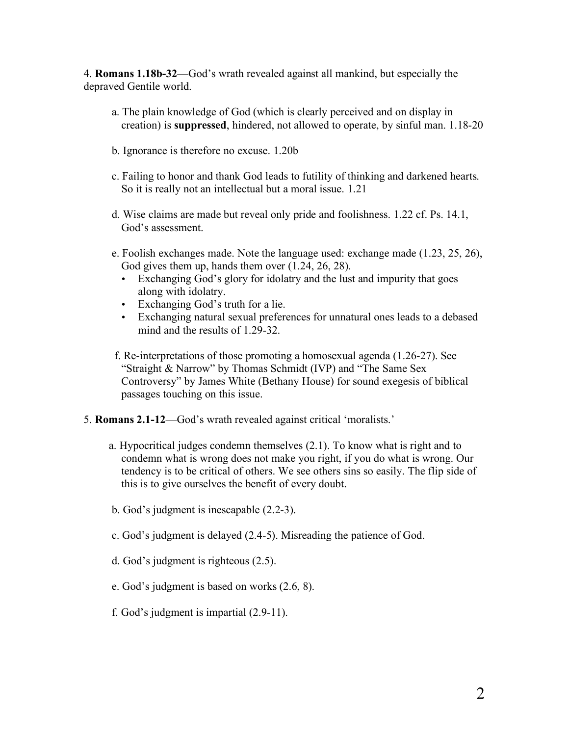4. **Romans 1.18b-32**—God's wrath revealed against all mankind, but especially the depraved Gentile world.

   a. The plain knowledge of God (which is clearly perceived and on display in creation) is **suppressed**, hindered, not allowed to operate, by sinful man. 1.18-20

   b. Ignorance is therefore no excuse. 1.20b

   c. Failing to honor and thank God leads to futility of thinking and darkened hearts. So it is really not an intellectual but a moral issue. 1.21

   d. Wise claims are made but reveal only pride and foolishness. 1.22 cf. Ps. 14.1, God's assessment.

   e. Foolish exchanges made. Note the language used: exchange made (1.23, 25, 26), God gives them up, hands them over (1.24, 26, 28).
      - Exchanging God's glory for idolatry and the lust and impurity that goes along with idolatry.
      - Exchanging God's truth for a lie.
      - Exchanging natural sexual preferences for unnatural ones leads to a debased mind and the results of 1.29-32.

   f. Re-interpretations of those promoting a homosexual agenda (1.26-27). See "Straight & Narrow" by Thomas Schmidt (IVP) and "The Same Sex Controversy" by James White (Bethany House) for sound exegesis of biblical passages touching on this issue.

5. **Romans 2.1-12**—God's wrath revealed against critical 'moralists.'

   a. Hypocritical judges condemn themselves (2.1). To know what is right and to condemn what is wrong does not make you right, if you do what is wrong. Our tendency is to be critical of others. We see others sins so easily. The flip side of this is to give ourselves the benefit of every doubt.

   b. God's judgment is inescapable (2.2-3).

   c. God's judgment is delayed (2.4-5). Misreading the patience of God.

   d. God's judgment is righteous (2.5).

   e. God's judgment is based on works (2.6, 8).

   f. God's judgment is impartial (2.9-11).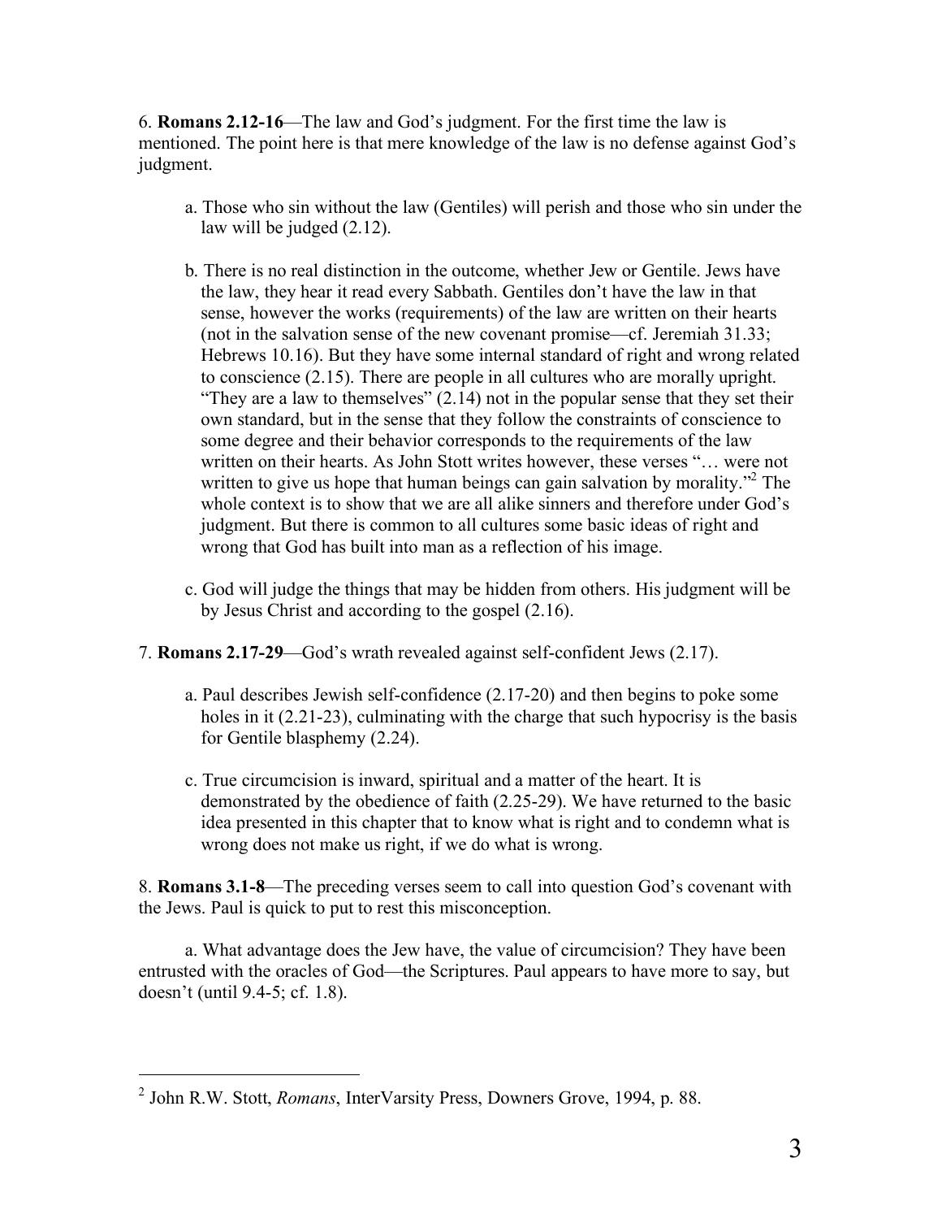6. **Romans 2.12-16**—The law and God's judgment. For the first time the law is mentioned. The point here is that mere knowledge of the law is no defense against God's judgment.

a. Those who sin without the law (Gentiles) will perish and those who sin under the law will be judged (2.12).

b. There is no real distinction in the outcome, whether Jew or Gentile. Jews have the law, they hear it read every Sabbath. Gentiles don't have the law in that sense, however the works (requirements) of the law are written on their hearts (not in the salvation sense of the new covenant promise—cf. Jeremiah 31.33; Hebrews 10.16). But they have some internal standard of right and wrong related to conscience (2.15). There are people in all cultures who are morally upright. "They are a law to themselves" (2.14) not in the popular sense that they set their own standard, but in the sense that they follow the constraints of conscience to some degree and their behavior corresponds to the requirements of the law written on their hearts. As John Stott writes however, these verses "… were not written to give us hope that human beings can gain salvation by morality."[2] The whole context is to show that we are all alike sinners and therefore under God's judgment. But there is common to all cultures some basic ideas of right and wrong that God has built into man as a reflection of his image.

c. God will judge the things that may be hidden from others. His judgment will be by Jesus Christ and according to the gospel (2.16).

7. **Romans 2.17-29**—God's wrath revealed against self-confident Jews (2.17).

a. Paul describes Jewish self-confidence (2.17-20) and then begins to poke some holes in it (2.21-23), culminating with the charge that such hypocrisy is the basis for Gentile blasphemy (2.24).

c. True circumcision is inward, spiritual and a matter of the heart. It is demonstrated by the obedience of faith (2.25-29). We have returned to the basic idea presented in this chapter that to know what is right and to condemn what is wrong does not make us right, if we do what is wrong.

8. **Romans 3.1-8**—The preceding verses seem to call into question God's covenant with the Jews. Paul is quick to put to rest this misconception.

a. What advantage does the Jew have, the value of circumcision? They have been entrusted with the oracles of God—the Scriptures. Paul appears to have more to say, but doesn't (until 9.4-5; cf. 1.8).

---

[2] John R.W. Stott, *Romans*, InterVarsity Press, Downers Grove, 1994, p. 88.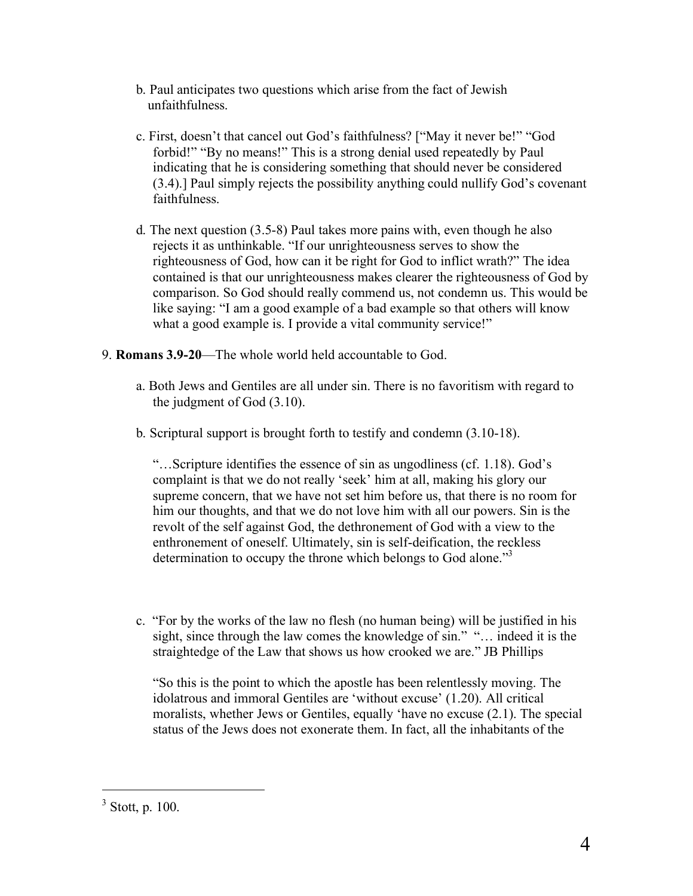b. Paul anticipates two questions which arise from the fact of Jewish unfaithfulness.

c. First, doesn't that cancel out God's faithfulness? ["May it never be!" "God forbid!" "By no means!" This is a strong denial used repeatedly by Paul indicating that he is considering something that should never be considered (3.4).] Paul simply rejects the possibility anything could nullify God's covenant faithfulness.

d. The next question (3.5-8) Paul takes more pains with, even though he also rejects it as unthinkable. "If our unrighteousness serves to show the righteousness of God, how can it be right for God to inflict wrath?" The idea contained is that our unrighteousness makes clearer the righteousness of God by comparison. So God should really commend us, not condemn us. This would be like saying: "I am a good example of a bad example so that others will know what a good example is. I provide a vital community service!"

9. **Romans 3.9-20**—The whole world held accountable to God.

a. Both Jews and Gentiles are all under sin. There is no favoritism with regard to the judgment of God (3.10).

b. Scriptural support is brought forth to testify and condemn (3.10-18).

"…Scripture identifies the essence of sin as ungodliness (cf. 1.18). God's complaint is that we do not really 'seek' him at all, making his glory our supreme concern, that we have not set him before us, that there is no room for him our thoughts, and that we do not love him with all our powers. Sin is the revolt of the self against God, the dethronement of God with a view to the enthronement of oneself. Ultimately, sin is self-deification, the reckless determination to occupy the throne which belongs to God alone."[3]

c. "For by the works of the law no flesh (no human being) will be justified in his sight, since through the law comes the knowledge of sin." "… indeed it is the straightedge of the Law that shows us how crooked we are." JB Phillips

"So this is the point to which the apostle has been relentlessly moving. The idolatrous and immoral Gentiles are 'without excuse' (1.20). All critical moralists, whether Jews or Gentiles, equally 'have no excuse (2.1). The special status of the Jews does not exonerate them. In fact, all the inhabitants of the

[3] Stott, p. 100.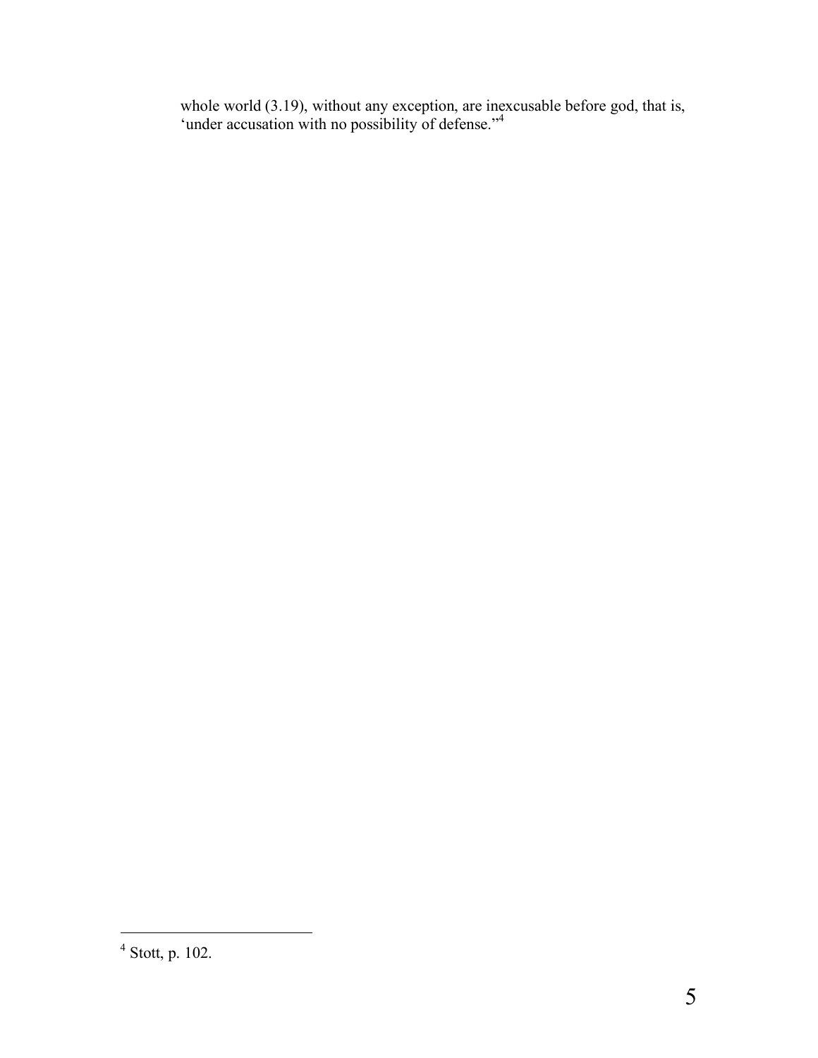whole world (3.19), without any exception, are inexcusable before god, that is, 'under accusation with no possibility of defense.'"[4]

[4] Stott, p. 102.